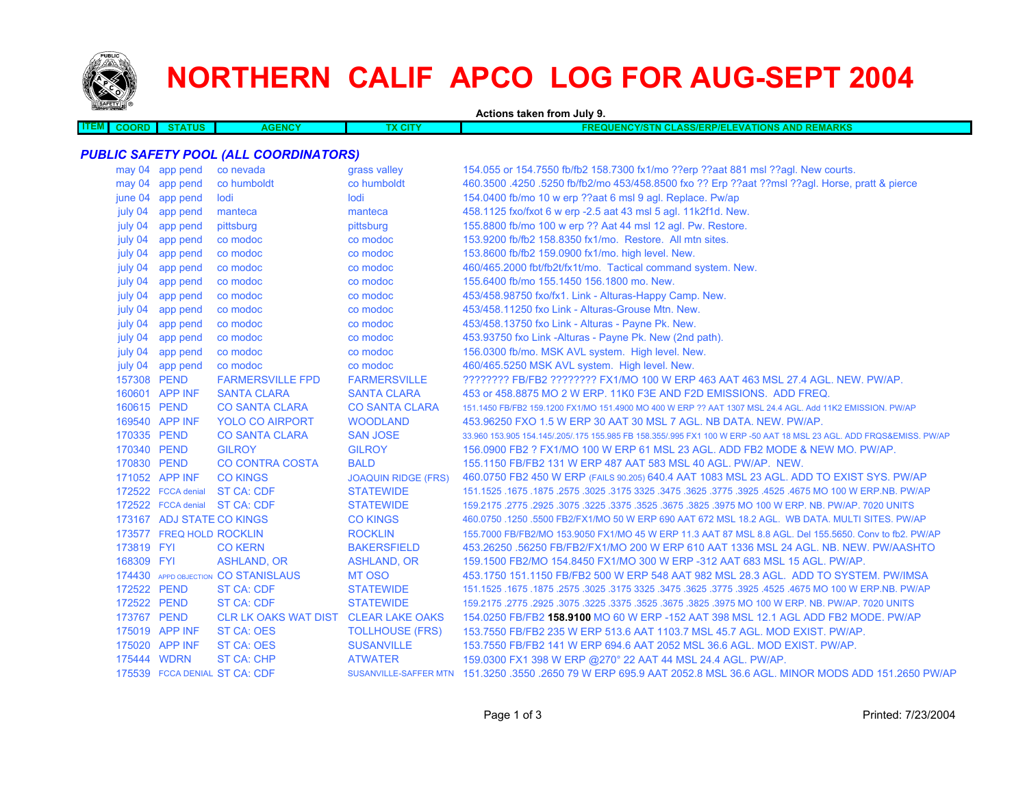# NORTHERN CALIF APCO LOG FOR AUG-SEPT 2004

Actions taken from July 9.

| ITEM | COORD | STATUS | AGENCY | TX CITY | FREQUENCY/STN CLASS/ERP/ELEVATIONS AND REMARKS |
|---|---|---|---|---|---|

## PUBLIC SAFETY POOL (ALL COORDINATORS)

| ITEM | COORD | STATUS | AGENCY | TX CITY | FREQUENCY/STN CLASS/ERP/ELEVATIONS AND REMARKS |
|---|---|---|---|---|---|
| | may 04 | app pend | co nevada | grass valley | 154.055 or 154.7550 fb/fb2 158.7300 fx1/mo ??erp ??aat 881 msl ??agl. New courts. |
| | may 04 | app pend | co humboldt | co humboldt | 460.3500 .4250 .5250 fb/fb2/mo 453/458.8500 fxo ?? Erp ??aat ??msl ??agl. Horse, pratt & pierce |
| | june 04 | app pend | lodi | lodi | 154.0400 fb/mo 10 w erp ??aat 6 msl 9 agl. Replace. Pw/ap |
| | july 04 | app pend | manteca | manteca | 458.1125 fxo/fxot 6 w erp -2.5 aat 43 msl 5 agl. 11k2f1d. New. |
| | july 04 | app pend | pittsburg | pittsburg | 155.8800 fb/mo 100 w erp ?? Aat 44 msl 12 agl. Pw. Restore. |
| | july 04 | app pend | co modoc | co modoc | 153.9200 fb/fb2 158.8350 fx1/mo. Restore. All mtn sites. |
| | july 04 | app pend | co modoc | co modoc | 153.8600 fb/fb2 159.0900 fx1/mo. high level. New. |
| | july 04 | app pend | co modoc | co modoc | 460/465.2000 fbt/fb2t/fx1t/mo. Tactical command system. New. |
| | july 04 | app pend | co modoc | co modoc | 155.6400 fb/mo 155.1450 156.1800 mo. New. |
| | july 04 | app pend | co modoc | co modoc | 453/458.98750 fxo/fx1. Link - Alturas-Happy Camp. New. |
| | july 04 | app pend | co modoc | co modoc | 453/458.11250 fxo Link - Alturas-Grouse Mtn. New. |
| | july 04 | app pend | co modoc | co modoc | 453/458.13750 fxo Link - Alturas - Payne Pk. New. |
| | july 04 | app pend | co modoc | co modoc | 453.93750 fxo Link -Alturas - Payne Pk. New (2nd path). |
| | july 04 | app pend | co modoc | co modoc | 156.0300 fb/mo. MSK AVL system. High level. New. |
| | july 04 | app pend | co modoc | co modoc | 460/465.5250 MSK AVL system. High level. New. |
| | 157308 | PEND | FARMERSVILLE FPD | FARMERSVILLE | ???????? FB/FB2 ???????? FX1/MO 100 W ERP 463 AAT 463 MSL 27.4 AGL. NEW. PW/AP. |
| | 160601 | APP INF | SANTA CLARA | SANTA CLARA | 453 or 458.8875 MO 2 W ERP. 11K0 F3E AND F2D EMISSIONS. ADD FREQ. |
| | 160615 | PEND | CO SANTA CLARA | CO SANTA CLARA | 151.1450 FB/FB2 159.1200 FX1/MO 151.4900 MO 400 W ERP ?? AAT 1307 MSL 24.4 AGL. Add 11K2 EMISSION. PW/AP |
| | 169540 | APP INF | YOLO CO AIRPORT | WOODLAND | 453.96250 FXO 1.5 W ERP 30 AAT 30 MSL 7 AGL. NB DATA. NEW. PW/AP. |
| | 170335 | PEND | CO SANTA CLARA | SAN JOSE | 33.960 153.905 154.145/.205/.175 155.985 FB 158.355/.995 FX1 100 W ERP -50 AAT 18 MSL 23 AGL. ADD FRQS&EMISS. PW/AP |
| | 170340 | PEND | GILROY | GILROY | 156.0900 FB2 ? FX1/MO 100 W ERP 61 MSL 23 AGL. ADD FB2 MODE & NEW MO. PW/AP. |
| | 170830 | PEND | CO CONTRA COSTA | BALD | 155.1150 FB/FB2 131 W ERP 487 AAT 583 MSL 40 AGL. PW/AP. NEW. |
| | 171052 | APP INF | CO KINGS | JOAQUIN RIDGE (FRS) | 460.0750 FB2 450 W ERP (FAILS 90.205) 640.4 AAT 1083 MSL 23 AGL. ADD TO EXIST SYS. PW/AP |
| | 172522 | FCCA denial | ST CA: CDF | STATEWIDE | 151.1525 .1675 .1875 .2575 .3025 .3175 3325 .3475 .3625 .3775 .3925 .4525 .4675 MO 100 W ERP.NB. PW/AP |
| | 172522 | FCCA denial | ST CA: CDF | STATEWIDE | 159.2175 .2775 .2925 .3075 .3225 .3375 .3525 .3675 .3825 .3975 MO 100 W ERP. NB. PW/AP. 7020 UNITS |
| | 173167 | ADJ STATE | CO KINGS | CO KINGS | 460.0750 .1250 .5500 FB2/FX1/MO 50 W ERP 690 AAT 672 MSL 18.2 AGL. WB DATA. MULTI SITES. PW/AP |
| | 173577 | FREQ HOLD | ROCKLIN | ROCKLIN | 155.7000 FB/FB2/MO 153.9050 FX1/MO 45 W ERP 11.3 AAT 87 MSL 8.8 AGL. Del 155.5650. Conv to fb2. PW/AP |
| | 173819 | FYI | CO KERN | BAKERSFIELD | 453.26250 .56250 FB/FB2/FX1/MO 200 W ERP 610 AAT 1336 MSL 24 AGL. NB. NEW. PW/AASHTO |
| | 168309 | FYI | ASHLAND, OR | ASHLAND, OR | 159.1500 FB2/MO 154.8450 FX1/MO 300 W ERP -312 AAT 683 MSL 15 AGL. PW/AP. |
| | 174430 | APPD OBJECTION | CO STANISLAUS | MT OSO | 453.1750 151.1150 FB/FB2 500 W ERP 548 AAT 982 MSL 28.3 AGL. ADD TO SYSTEM. PW/IMSA |
| | 172522 | PEND | ST CA: CDF | STATEWIDE | 151.1525 .1675 .1875 .2575 .3025 .3175 3325 .3475 .3625 .3775 .3925 .4525 .4675 MO 100 W ERP.NB. PW/AP |
| | 172522 | PEND | ST CA: CDF | STATEWIDE | 159.2175 .2775 .2925 .3075 .3225 .3375 .3525 .3675 .3825 .3975 MO 100 W ERP. NB. PW/AP. 7020 UNITS |
| | 173767 | PEND | CLR LK OAKS WAT DIST | CLEAR LAKE OAKS | 154.0250 FB/FB2 **158.9100** MO 60 W ERP -152 AAT 398 MSL 12.1 AGL ADD FB2 MODE. PW/AP |
| | 175019 | APP INF | ST CA: OES | TOLLHOUSE (FRS) | 153.7550 FB/FB2 235 W ERP 513.6 AAT 1103.7 MSL 45.7 AGL. MOD EXIST. PW/AP. |
| | 175020 | APP INF | ST CA: OES | SUSANVILLE | 153.7550 FB/FB2 141 W ERP 694.6 AAT 2052 MSL 36.6 AGL. MOD EXIST. PW/AP. |
| | 175444 | WDRN | ST CA: CHP | ATWATER | 159.0300 FX1 398 W ERP @270° 22 AAT 44 MSL 24.4 AGL. PW/AP. |
| | 175539 | FCCA DENIAL | ST CA: CDF | SUSANVILLE-SAFFER MTN | 151.3250 .3550 .2650 79 W ERP 695.9 AAT 2052.8 MSL 36.6 AGL. MINOR MODS ADD 151.2650 PW/AP |

Printed: 7/23/2004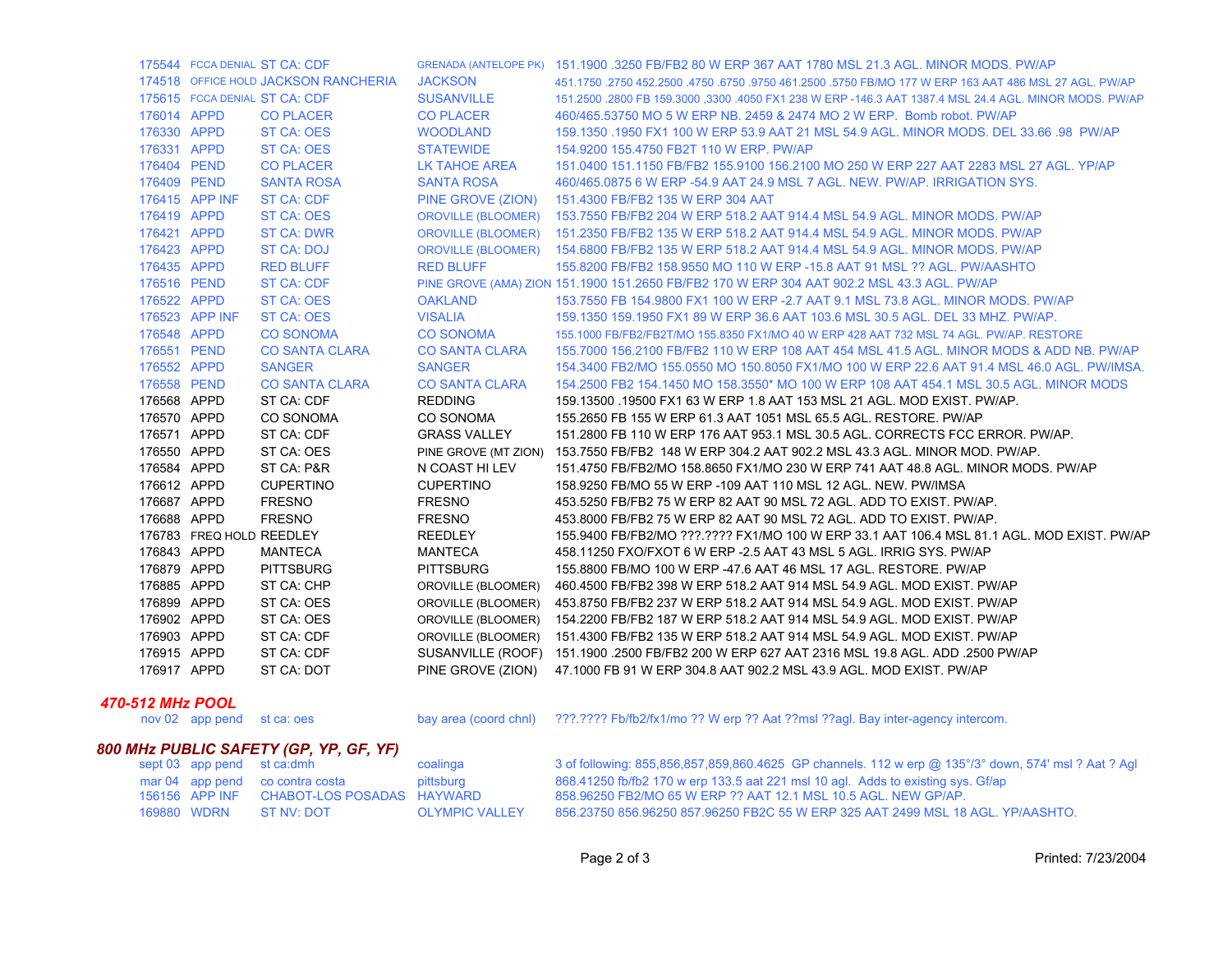| | | | | |
|---|---|---|---|---|
| 175544 | FCCA DENIAL | ST CA: CDF | GRENADA (ANTELOPE PK) | 151.1900 .3250 FB/FB2 80 W ERP 367 AAT 1780 MSL 21.3 AGL. MINOR MODS. PW/AP |
| 174518 | OFFICE HOLD | JACKSON RANCHERIA | JACKSON | 451.1750 .2750 452.2500 .4750 .6750 .9750 461.2500 .5750 FB/MO 177 W ERP 163 AAT 486 MSL 27 AGL. PW/AP |
| 175615 | FCCA DENIAL | ST CA: CDF | SUSANVILLE | 151.2500 .2800 FB 159.3000 ,3300 .4050 FX1 238 W ERP -146.3 AAT 1387.4 MSL 24.4 AGL. MINOR MODS. PW/AP |
| 176014 | APPD | CO PLACER | CO PLACER | 460/465.53750 MO 5 W ERP NB. 2459 & 2474 MO 2 W ERP. Bomb robot. PW/AP |
| 176330 | APPD | ST CA: OES | WOODLAND | 159.1350 .1950 FX1 100 W ERP 53.9 AAT 21 MSL 54.9 AGL. MINOR MODS. DEL 33.66 .98 PW/AP |
| 176331 | APPD | ST CA: OES | STATEWIDE | 154.9200 155.4750 FB2T 110 W ERP. PW/AP |
| 176404 | PEND | CO PLACER | LK TAHOE AREA | 151.0400 151.1150 FB/FB2 155.9100 156.2100 MO 250 W ERP 227 AAT 2283 MSL 27 AGL. YP/AP |
| 176409 | PEND | SANTA ROSA | SANTA ROSA | 460/465.0875 6 W ERP -54.9 AAT 24.9 MSL 7 AGL. NEW. PW/AP. IRRIGATION SYS. |
| 176415 | APP INF | ST CA: CDF | PINE GROVE (ZION) | 151.4300 FB/FB2 135 W ERP 304 AAT |
| 176419 | APPD | ST CA: OES | OROVILLE (BLOOMER) | 153.7550 FB/FB2 204 W ERP 518.2 AAT 914.4 MSL 54.9 AGL. MINOR MODS. PW/AP |
| 176421 | APPD | ST CA: DWR | OROVILLE (BLOOMER) | 151.2350 FB/FB2 135 W ERP 518.2 AAT 914.4 MSL 54.9 AGL. MINOR MODS. PW/AP |
| 176423 | APPD | ST CA: DOJ | OROVILLE (BLOOMER) | 154.6800 FB/FB2 135 W ERP 518.2 AAT 914.4 MSL 54.9 AGL. MINOR MODS. PW/AP |
| 176435 | APPD | RED BLUFF | RED BLUFF | 155.8200 FB/FB2 158.9550 MO 110 W ERP -15.8 AAT 91 MSL ?? AGL. PW/AASHTO |
| 176516 | PEND | ST CA: CDF | PINE GROVE (AMA) ZION | 151.1900 151.2650 FB/FB2 170 W ERP 304 AAT 902.2 MSL 43.3 AGL. PW/AP |
| 176522 | APPD | ST CA: OES | OAKLAND | 153.7550 FB 154.9800 FX1 100 W ERP -2.7 AAT 9.1 MSL 73.8 AGL. MINOR MODS. PW/AP |
| 176523 | APP INF | ST CA: OES | VISALIA | 159.1350 159.1950 FX1 89 W ERP 36.6 AAT 103.6 MSL 30.5 AGL. DEL 33 MHZ. PW/AP. |
| 176548 | APPD | CO SONOMA | CO SONOMA | 155.1000 FB/FB2/FB2T/MO 155.8350 FX1/MO 40 W ERP 428 AAT 732 MSL 74 AGL. PW/AP. RESTORE |
| 176551 | PEND | CO SANTA CLARA | CO SANTA CLARA | 155.7000 156.2100 FB/FB2 110 W ERP 108 AAT 454 MSL 41.5 AGL. MINOR MODS & ADD NB. PW/AP |
| 176552 | APPD | SANGER | SANGER | 154.3400 FB2/MO 155.0550 MO 150.8050 FX1/MO 100 W ERP 22.6 AAT 91.4 MSL 46.0 AGL. PW/IMSA. |
| 176558 | PEND | CO SANTA CLARA | CO SANTA CLARA | 154.2500 FB2 154.1450 MO 158.3550* MO 100 W ERP 108 AAT 454.1 MSL 30.5 AGL. MINOR MODS |
| 176568 | APPD | ST CA: CDF | REDDING | 159.13500 .19500 FX1 63 W ERP 1.8 AAT 153 MSL 21 AGL. MOD EXIST. PW/AP. |
| 176570 | APPD | CO SONOMA | CO SONOMA | 155.2650 FB 155 W ERP 61.3 AAT 1051 MSL 65.5 AGL. RESTORE. PW/AP |
| 176571 | APPD | ST CA: CDF | GRASS VALLEY | 151.2800 FB 110 W ERP 176 AAT 953.1 MSL 30.5 AGL. CORRECTS FCC ERROR. PW/AP. |
| 176550 | APPD | ST CA: OES | PINE GROVE (MT ZION) | 153.7550 FB/FB2 148 W ERP 304.2 AAT 902.2 MSL 43.3 AGL. MINOR MOD. PW/AP. |
| 176584 | APPD | ST CA: P&R | N COAST HI LEV | 151.4750 FB/FB2/MO 158.8650 FX1/MO 230 W ERP 741 AAT 48.8 AGL. MINOR MODS. PW/AP |
| 176612 | APPD | CUPERTINO | CUPERTINO | 158.9250 FB/MO 55 W ERP -109 AAT 110 MSL 12 AGL. NEW. PW/IMSA |
| 176687 | APPD | FRESNO | FRESNO | 453.5250 FB/FB2 75 W ERP 82 AAT 90 MSL 72 AGL. ADD TO EXIST. PW/AP. |
| 176688 | APPD | FRESNO | FRESNO | 453.8000 FB/FB2 75 W ERP 82 AAT 90 MSL 72 AGL. ADD TO EXIST. PW/AP. |
| 176783 | FREQ HOLD | REEDLEY | REEDLEY | 155.9400 FB/FB2/MO ???.???? FX1/MO 100 W ERP 33.1 AAT 106.4 MSL 81.1 AGL. MOD EXIST. PW/AP |
| 176843 | APPD | MANTECA | MANTECA | 458.11250 FXO/FXOT 6 W ERP -2.5 AAT 43 MSL 5 AGL. IRRIG SYS. PW/AP |
| 176879 | APPD | PITTSBURG | PITTSBURG | 155.8800 FB/MO 100 W ERP -47.6 AAT 46 MSL 17 AGL. RESTORE. PW/AP |
| 176885 | APPD | ST CA: CHP | OROVILLE (BLOOMER) | 460.4500 FB/FB2 398 W ERP 518.2 AAT 914 MSL 54.9 AGL. MOD EXIST. PW/AP |
| 176899 | APPD | ST CA: OES | OROVILLE (BLOOMER) | 453.8750 FB/FB2 237 W ERP 518.2 AAT 914 MSL 54.9 AGL. MOD EXIST. PW/AP |
| 176902 | APPD | ST CA: OES | OROVILLE (BLOOMER) | 154.2200 FB/FB2 187 W ERP 518.2 AAT 914 MSL 54.9 AGL. MOD EXIST. PW/AP |
| 176903 | APPD | ST CA: CDF | OROVILLE (BLOOMER) | 151.4300 FB/FB2 135 W ERP 518.2 AAT 914 MSL 54.9 AGL. MOD EXIST. PW/AP |
| 176915 | APPD | ST CA: CDF | SUSANVILLE (ROOF) | 151.1900 .2500 FB/FB2 200 W ERP 627 AAT 2316 MSL 19.8 AGL. ADD .2500 PW/AP |
| 176917 | APPD | ST CA: DOT | PINE GROVE (ZION) | 47.1000 FB 91 W ERP 304.8 AAT 902.2 MSL 43.9 AGL. MOD EXIST. PW/AP |

### *470-512 MHz POOL*

| | | | | |
|---|---|---|---|---|
| nov 02 | app pend | st ca: oes | bay area (coord chnl) | ???.???? Fb/fb2/fx1/mo ?? W erp ?? Aat ??msl ??agl. Bay inter-agency intercom. |

### *800 MHz PUBLIC SAFETY (GP, YP, GF, YF)*

| | | | | |
|---|---|---|---|---|
| sept 03 | app pend | st ca:dmh | coalinga | 3 of following: 855,856,857,859,860.4625 GP channels. 112 w erp @ 135°/3° down, 574' msl ? Aat ? Agl |
| mar 04 | app pend | co contra costa | pittsburg | 868.41250 fb/fb2 170 w erp 133.5 aat 221 msl 10 agl. Adds to existing sys. Gf/ap |
| 156156 | APP INF | CHABOT-LOS POSADAS | HAYWARD | 858.96250 FB2/MO 65 W ERP ?? AAT 12.1 MSL 10.5 AGL. NEW GP/AP. |
| 169880 | WDRN | ST NV: DOT | OLYMPIC VALLEY | 856.23750 856.96250 857.96250 FB2C 55 W ERP 325 AAT 2499 MSL 18 AGL. YP/AASHTO. |

Printed: 7/23/2004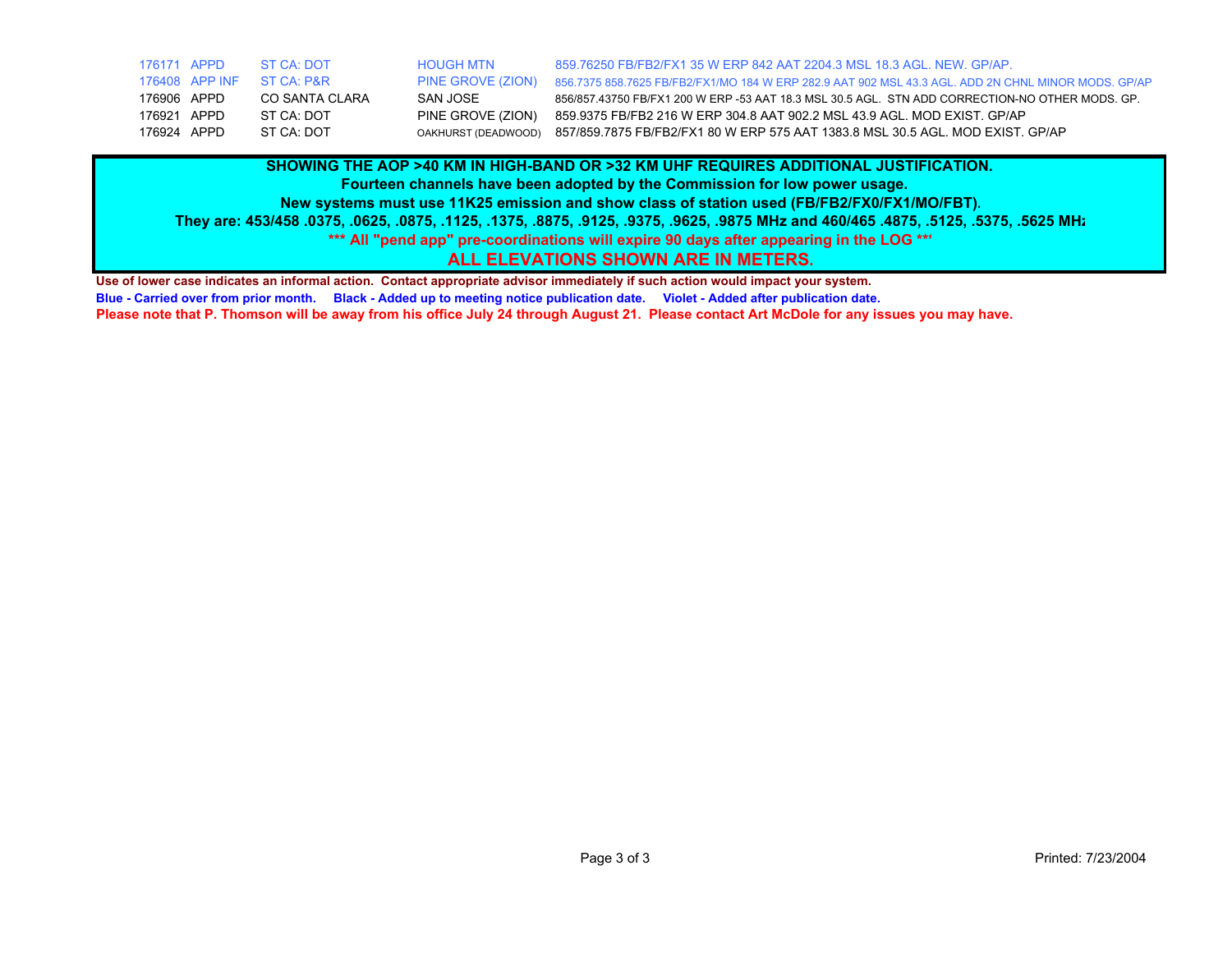| | | | | |
|---|---|---|---|---|
| 176171 | APPD | ST CA: DOT | HOUGH MTN | 859.76250 FB/FB2/FX1 35 W ERP 842 AAT 2204.3 MSL 18.3 AGL. NEW. GP/AP. |
| 176408 | APP INF | ST CA: P&R | PINE GROVE (ZION) | 856.7375 858.7625 FB/FB2/FX1/MO 184 W ERP 282.9 AAT 902 MSL 43.3 AGL. ADD 2N CHNL MINOR MODS. GP/AP |
| 176906 | APPD | CO SANTA CLARA | SAN JOSE | 856/857.43750 FB/FX1 200 W ERP -53 AAT 18.3 MSL 30.5 AGL. STN ADD CORRECTION-NO OTHER MODS. GP. |
| 176921 | APPD | ST CA: DOT | PINE GROVE (ZION) | 859.9375 FB/FB2 216 W ERP 304.8 AAT 902.2 MSL 43.9 AGL. MOD EXIST. GP/AP |
| 176924 | APPD | ST CA: DOT | OAKHURST (DEADWOOD) | 857/859.7875 FB/FB2/FX1 80 W ERP 575 AAT 1383.8 MSL 30.5 AGL. MOD EXIST. GP/AP |

**SHOWING THE AOP >40 KM IN HIGH-BAND OR >32 KM UHF REQUIRES ADDITIONAL JUSTIFICATION.**

**Fourteen channels have been adopted by the Commission for low power usage.**

**New systems must use 11K25 emission and show class of station used (FB/FB2/FX0/FX1/MO/FBT).**

**They are: 453/458 .0375, .0625, .0875, .1125, .1375, .8875, .9125, .9375, .9625, .9875 MHz and 460/465 .4875, .5125, .5375, .5625 MHz**

**\*\*\* All "pend app" pre-coordinations will expire 90 days after appearing in the LOG \*\*\***

**ALL ELEVATIONS SHOWN ARE IN METERS.**

**Use of lower case indicates an informal action. Contact appropriate advisor immediately if such action would impact your system.**

**Blue - Carried over from prior month. Black - Added up to meeting notice publication date. Violet - Added after publication date.**

**Please note that P. Thomson will be away from his office July 24 through August 21. Please contact Art McDole for any issues you may have.**

Printed: 7/23/2004